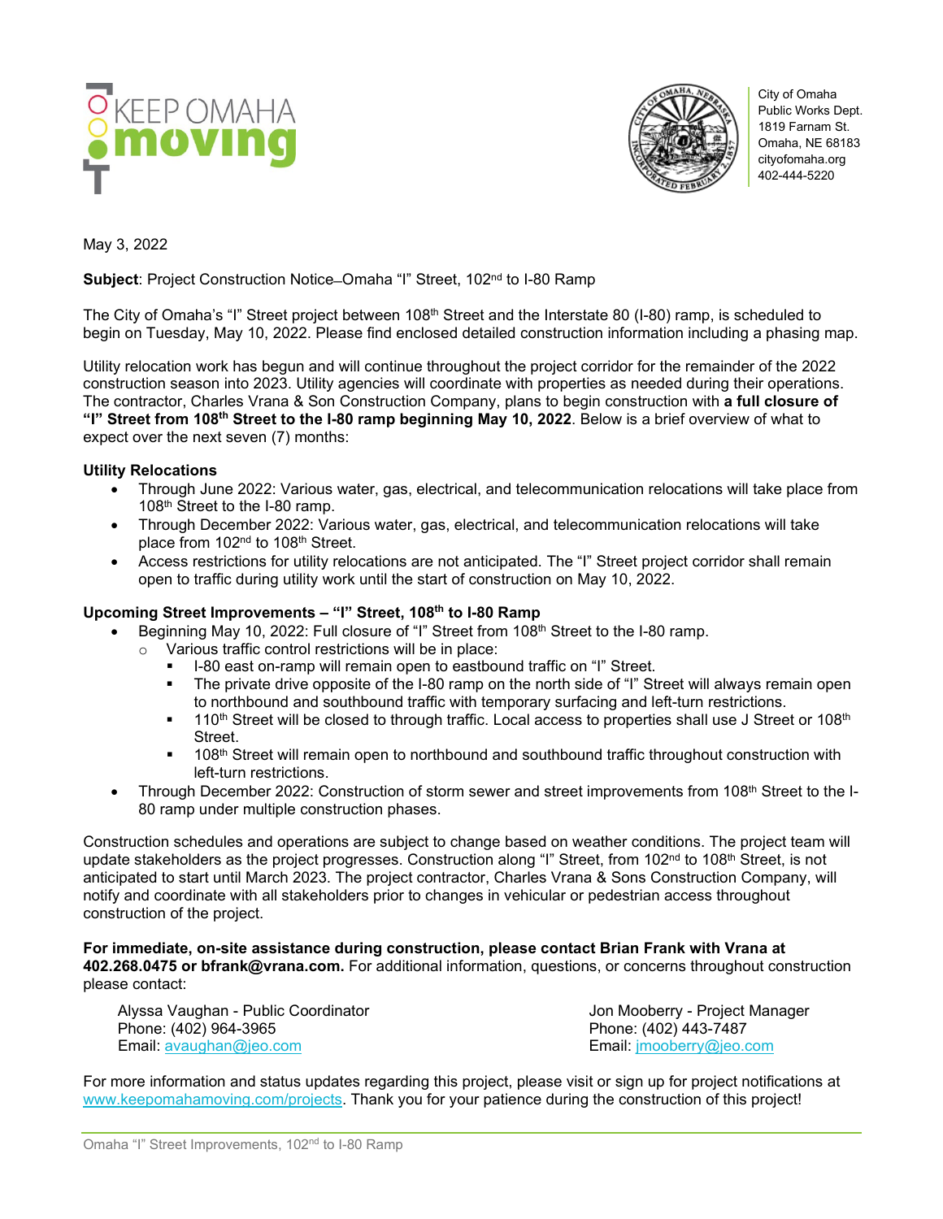KEEP OMAHA moving

City of Omaha
Public Works Dept.
1819 Farnam St.
Omaha, NE 68183
cityofomaha.org
402-444-5220

May 3, 2022

**Subject**: Project Construction Notice–Omaha "I" Street, 102nd to I-80 Ramp

The City of Omaha's "I" Street project between 108th Street and the Interstate 80 (I-80) ramp, is scheduled to begin on Tuesday, May 10, 2022. Please find enclosed detailed construction information including a phasing map.

Utility relocation work has begun and will continue throughout the project corridor for the remainder of the 2022 construction season into 2023. Utility agencies will coordinate with properties as needed during their operations. The contractor, Charles Vrana & Son Construction Company, plans to begin construction with **a full closure of "I" Street from 108th Street to the I-80 ramp beginning May 10, 2022**. Below is a brief overview of what to expect over the next seven (7) months:

**Utility Relocations**

- Through June 2022: Various water, gas, electrical, and telecommunication relocations will take place from 108th Street to the I-80 ramp.
- Through December 2022: Various water, gas, electrical, and telecommunication relocations will take place from 102nd to 108th Street.
- Access restrictions for utility relocations are not anticipated. The "I" Street project corridor shall remain open to traffic during utility work until the start of construction on May 10, 2022.

**Upcoming Street Improvements – "I" Street, 108th to I-80 Ramp**

- Beginning May 10, 2022: Full closure of "I" Street from 108th Street to the I-80 ramp.
  - Various traffic control restrictions will be in place:
    - I-80 east on-ramp will remain open to eastbound traffic on "I" Street.
    - The private drive opposite of the I-80 ramp on the north side of "I" Street will always remain open to northbound and southbound traffic with temporary surfacing and left-turn restrictions.
    - 110th Street will be closed to through traffic. Local access to properties shall use J Street or 108th Street.
    - 108th Street will remain open to northbound and southbound traffic throughout construction with left-turn restrictions.
- Through December 2022: Construction of storm sewer and street improvements from 108th Street to the I-80 ramp under multiple construction phases.

Construction schedules and operations are subject to change based on weather conditions. The project team will update stakeholders as the project progresses. Construction along "I" Street, from 102nd to 108th Street, is not anticipated to start until March 2023. The project contractor, Charles Vrana & Sons Construction Company, will notify and coordinate with all stakeholders prior to changes in vehicular or pedestrian access throughout construction of the project.

**For immediate, on-site assistance during construction, please contact Brian Frank with Vrana at 402.268.0475 or bfrank@vrana.com.** For additional information, questions, or concerns throughout construction please contact:

Alyssa Vaughan - Public Coordinator
Phone: (402) 964-3965
Email: avaughan@jeo.com

Jon Mooberry - Project Manager
Phone: (402) 443-7487
Email: jmooberry@jeo.com

For more information and status updates regarding this project, please visit or sign up for project notifications at www.keepomahamoving.com/projects. Thank you for your patience during the construction of this project!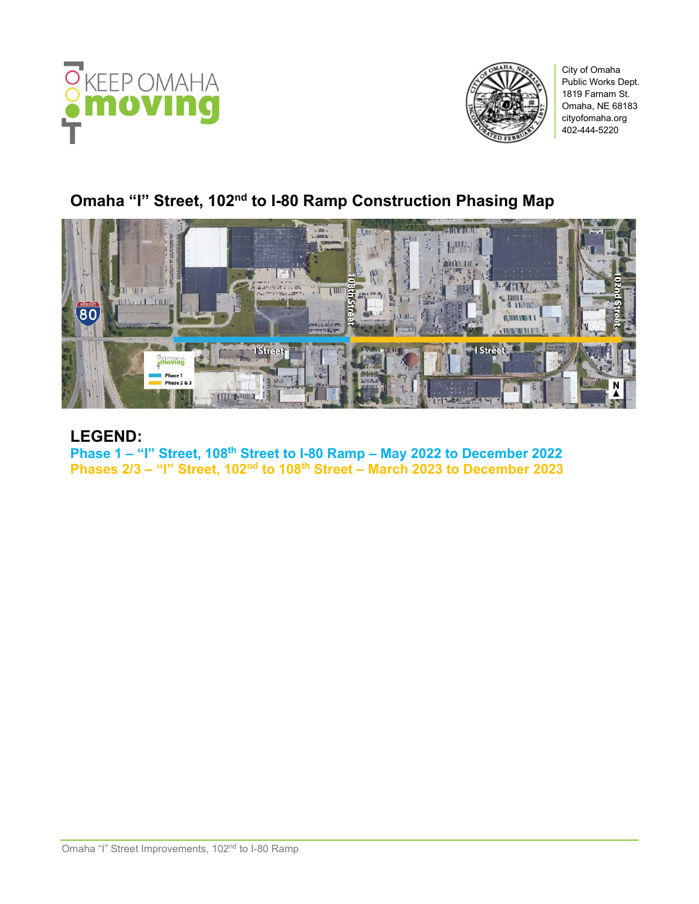KEEP OMAHA moving

City of Omaha
Public Works Dept.
1819 Farnam St.
Omaha, NE 68183
cityofomaha.org
402-444-5220

## Omaha "I" Street, 102nd to I-80 Ramp Construction Phasing Map

108th Street
102nd Street
I Street
I Street
80
Phase 1
Phase 2 & 3
N

## LEGEND:

**Phase 1 – "I" Street, 108th Street to I-80 Ramp – May 2022 to December 2022**

**Phases 2/3 – "I" Street, 102nd to 108th Street – March 2023 to December 2023**